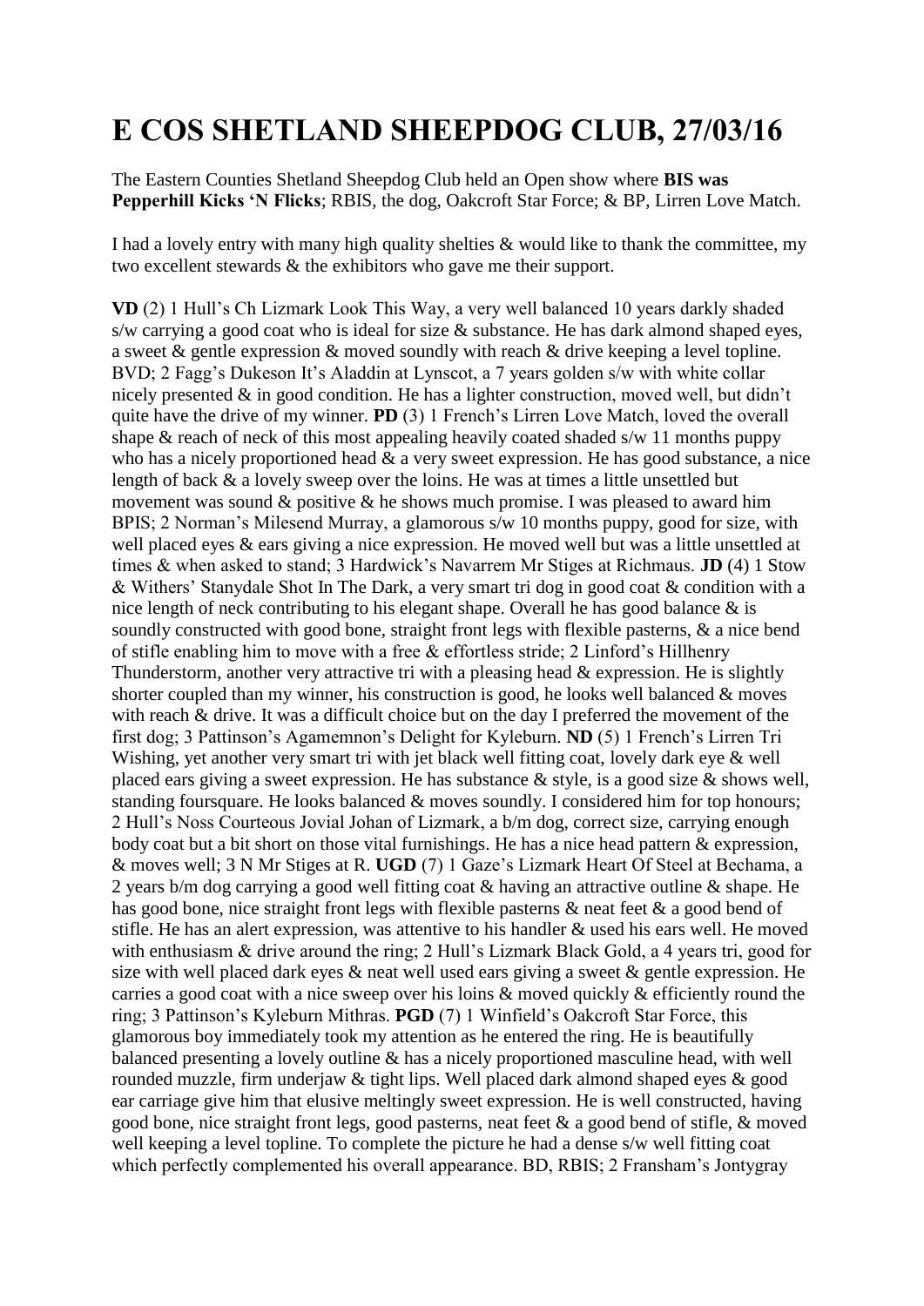# E COS SHETLAND SHEEPDOG CLUB, 27/03/16

The Eastern Counties Shetland Sheepdog Club held an Open show where **BIS was Pepperhill Kicks 'N Flicks**; RBIS, the dog, Oakcroft Star Force; & BP, Lirren Love Match.

I had a lovely entry with many high quality shelties & would like to thank the committee, my two excellent stewards & the exhibitors who gave me their support.

**VD** (2) 1 Hull's Ch Lizmark Look This Way, a very well balanced 10 years darkly shaded s/w carrying a good coat who is ideal for size & substance. He has dark almond shaped eyes, a sweet & gentle expression & moved soundly with reach & drive keeping a level topline. BVD; 2 Fagg's Dukeson It's Aladdin at Lynscot, a 7 years golden s/w with white collar nicely presented & in good condition. He has a lighter construction, moved well, but didn't quite have the drive of my winner. **PD** (3) 1 French's Lirren Love Match, loved the overall shape & reach of neck of this most appealing heavily coated shaded s/w 11 months puppy who has a nicely proportioned head & a very sweet expression. He has good substance, a nice length of back & a lovely sweep over the loins. He was at times a little unsettled but movement was sound & positive & he shows much promise. I was pleased to award him BPIS; 2 Norman's Milesend Murray, a glamorous s/w 10 months puppy, good for size, with well placed eyes & ears giving a nice expression. He moved well but was a little unsettled at times & when asked to stand; 3 Hardwick's Navarrem Mr Stiges at Richmaus. **JD** (4) 1 Stow & Withers' Stanydale Shot In The Dark, a very smart tri dog in good coat & condition with a nice length of neck contributing to his elegant shape. Overall he has good balance & is soundly constructed with good bone, straight front legs with flexible pasterns, & a nice bend of stifle enabling him to move with a free & effortless stride; 2 Linford's Hillhenry Thunderstorm, another very attractive tri with a pleasing head & expression. He is slightly shorter coupled than my winner, his construction is good, he looks well balanced & moves with reach & drive. It was a difficult choice but on the day I preferred the movement of the first dog; 3 Pattinson's Agamemnon's Delight for Kyleburn. **ND** (5) 1 French's Lirren Tri Wishing, yet another very smart tri with jet black well fitting coat, lovely dark eye & well placed ears giving a sweet expression. He has substance & style, is a good size & shows well, standing foursquare. He looks balanced & moves soundly. I considered him for top honours; 2 Hull's Noss Courteous Jovial Johan of Lizmark, a b/m dog, correct size, carrying enough body coat but a bit short on those vital furnishings. He has a nice head pattern & expression, & moves well; 3 N Mr Stiges at R. **UGD** (7) 1 Gaze's Lizmark Heart Of Steel at Bechama, a 2 years b/m dog carrying a good well fitting coat & having an attractive outline & shape. He has good bone, nice straight front legs with flexible pasterns & neat feet & a good bend of stifle. He has an alert expression, was attentive to his handler & used his ears well. He moved with enthusiasm & drive around the ring; 2 Hull's Lizmark Black Gold, a 4 years tri, good for size with well placed dark eyes & neat well used ears giving a sweet & gentle expression. He carries a good coat with a nice sweep over his loins & moved quickly & efficiently round the ring; 3 Pattinson's Kyleburn Mithras. **PGD** (7) 1 Winfield's Oakcroft Star Force, this glamorous boy immediately took my attention as he entered the ring. He is beautifully balanced presenting a lovely outline & has a nicely proportioned masculine head, with well rounded muzzle, firm underjaw & tight lips. Well placed dark almond shaped eyes & good ear carriage give him that elusive meltingly sweet expression. He is well constructed, having good bone, nice straight front legs, good pasterns, neat feet & a good bend of stifle, & moved well keeping a level topline. To complete the picture he had a dense s/w well fitting coat which perfectly complemented his overall appearance. BD, RBIS; 2 Fransham's Jontygray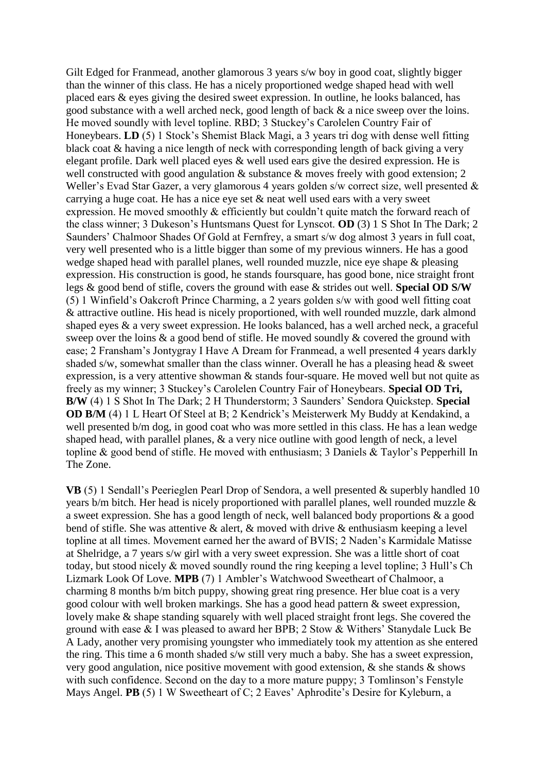Gilt Edged for Franmead, another glamorous 3 years s/w boy in good coat, slightly bigger than the winner of this class. He has a nicely proportioned wedge shaped head with well placed ears & eyes giving the desired sweet expression. In outline, he looks balanced, has good substance with a well arched neck, good length of back & a nice sweep over the loins. He moved soundly with level topline. RBD; 3 Stuckey's Carolelen Country Fair of Honeybears. **LD** (5) 1 Stock's Shemist Black Magi, a 3 years tri dog with dense well fitting black coat & having a nice length of neck with corresponding length of back giving a very elegant profile. Dark well placed eyes & well used ears give the desired expression. He is well constructed with good angulation & substance & moves freely with good extension; 2 Weller's Evad Star Gazer, a very glamorous 4 years golden s/w correct size, well presented & carrying a huge coat. He has a nice eye set & neat well used ears with a very sweet expression. He moved smoothly & efficiently but couldn't quite match the forward reach of the class winner; 3 Dukeson's Huntsmans Quest for Lynscot. **OD** (3) 1 S Shot In The Dark; 2 Saunders' Chalmoor Shades Of Gold at Fernfrey, a smart s/w dog almost 3 years in full coat, very well presented who is a little bigger than some of my previous winners. He has a good wedge shaped head with parallel planes, well rounded muzzle, nice eye shape & pleasing expression. His construction is good, he stands foursquare, has good bone, nice straight front legs & good bend of stifle, covers the ground with ease & strides out well. **Special OD S/W** (5) 1 Winfield's Oakcroft Prince Charming, a 2 years golden s/w with good well fitting coat & attractive outline. His head is nicely proportioned, with well rounded muzzle, dark almond shaped eyes & a very sweet expression. He looks balanced, has a well arched neck, a graceful sweep over the loins & a good bend of stifle. He moved soundly & covered the ground with ease; 2 Fransham's Jontygray I Have A Dream for Franmead, a well presented 4 years darkly shaded s/w, somewhat smaller than the class winner. Overall he has a pleasing head & sweet expression, is a very attentive showman & stands four-square. He moved well but not quite as freely as my winner; 3 Stuckey's Carolelen Country Fair of Honeybears. **Special OD Tri, B/W** (4) 1 S Shot In The Dark; 2 H Thunderstorm; 3 Saunders' Sendora Quickstep. **Special OD B/M** (4) 1 L Heart Of Steel at B; 2 Kendrick's Meisterwerk My Buddy at Kendakind, a well presented b/m dog, in good coat who was more settled in this class. He has a lean wedge shaped head, with parallel planes, & a very nice outline with good length of neck, a level topline & good bend of stifle. He moved with enthusiasm; 3 Daniels & Taylor's Pepperhill In The Zone.

**VB** (5) 1 Sendall's Peerieglen Pearl Drop of Sendora, a well presented & superbly handled 10 years b/m bitch. Her head is nicely proportioned with parallel planes, well rounded muzzle & a sweet expression. She has a good length of neck, well balanced body proportions & a good bend of stifle. She was attentive & alert, & moved with drive & enthusiasm keeping a level topline at all times. Movement earned her the award of BVIS; 2 Naden's Karmidale Matisse at Shelridge, a 7 years s/w girl with a very sweet expression. She was a little short of coat today, but stood nicely & moved soundly round the ring keeping a level topline; 3 Hull's Ch Lizmark Look Of Love. **MPB** (7) 1 Ambler's Watchwood Sweetheart of Chalmoor, a charming 8 months b/m bitch puppy, showing great ring presence. Her blue coat is a very good colour with well broken markings. She has a good head pattern & sweet expression, lovely make & shape standing squarely with well placed straight front legs. She covered the ground with ease & I was pleased to award her BPB; 2 Stow & Withers' Stanydale Luck Be A Lady, another very promising youngster who immediately took my attention as she entered the ring. This time a 6 month shaded s/w still very much a baby. She has a sweet expression, very good angulation, nice positive movement with good extension, & she stands & shows with such confidence. Second on the day to a more mature puppy; 3 Tomlinson's Fenstyle Mays Angel. **PB** (5) 1 W Sweetheart of C; 2 Eaves' Aphrodite's Desire for Kyleburn, a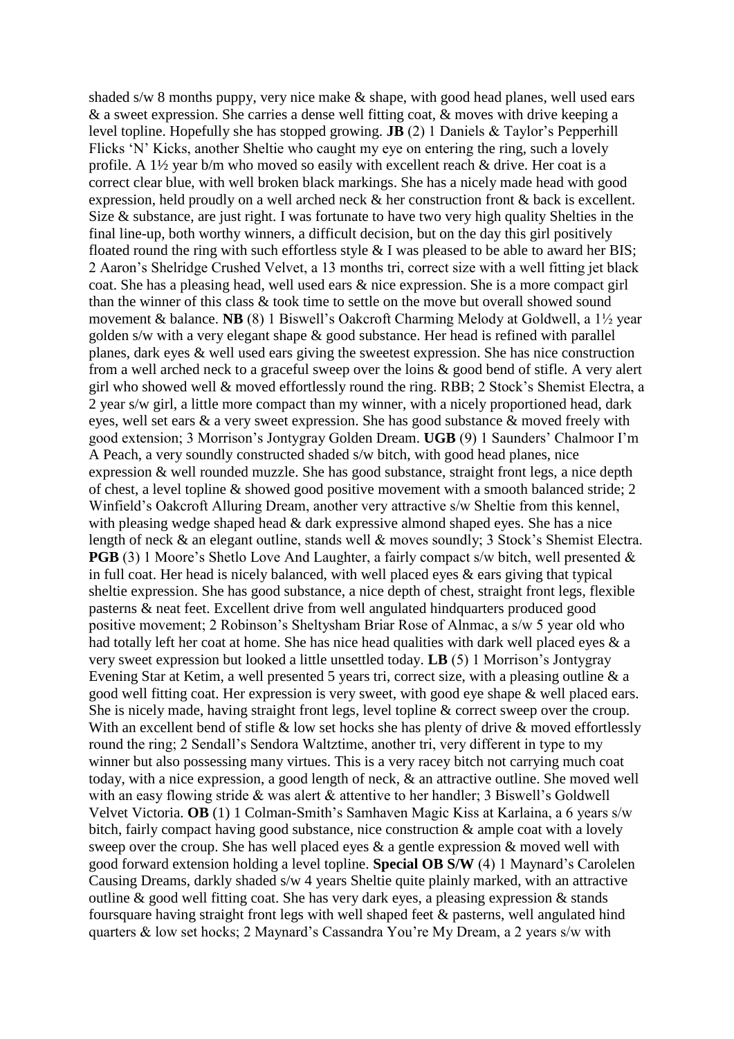shaded s/w 8 months puppy, very nice make & shape, with good head planes, well used ears & a sweet expression. She carries a dense well fitting coat, & moves with drive keeping a level topline. Hopefully she has stopped growing. **JB** (2) 1 Daniels & Taylor's Pepperhill Flicks 'N' Kicks, another Sheltie who caught my eye on entering the ring, such a lovely profile. A 1½ year b/m who moved so easily with excellent reach & drive. Her coat is a correct clear blue, with well broken black markings. She has a nicely made head with good expression, held proudly on a well arched neck & her construction front & back is excellent. Size & substance, are just right. I was fortunate to have two very high quality Shelties in the final line-up, both worthy winners, a difficult decision, but on the day this girl positively floated round the ring with such effortless style & I was pleased to be able to award her BIS; 2 Aaron's Shelridge Crushed Velvet, a 13 months tri, correct size with a well fitting jet black coat. She has a pleasing head, well used ears & nice expression. She is a more compact girl than the winner of this class & took time to settle on the move but overall showed sound movement & balance. **NB** (8) 1 Biswell's Oakcroft Charming Melody at Goldwell, a 1½ year golden s/w with a very elegant shape & good substance. Her head is refined with parallel planes, dark eyes & well used ears giving the sweetest expression. She has nice construction from a well arched neck to a graceful sweep over the loins & good bend of stifle. A very alert girl who showed well & moved effortlessly round the ring. RBB; 2 Stock's Shemist Electra, a 2 year s/w girl, a little more compact than my winner, with a nicely proportioned head, dark eyes, well set ears & a very sweet expression. She has good substance & moved freely with good extension; 3 Morrison's Jontygray Golden Dream. **UGB** (9) 1 Saunders' Chalmoor I'm A Peach, a very soundly constructed shaded s/w bitch, with good head planes, nice expression & well rounded muzzle. She has good substance, straight front legs, a nice depth of chest, a level topline & showed good positive movement with a smooth balanced stride; 2 Winfield's Oakcroft Alluring Dream, another very attractive s/w Sheltie from this kennel, with pleasing wedge shaped head & dark expressive almond shaped eyes. She has a nice length of neck & an elegant outline, stands well & moves soundly; 3 Stock's Shemist Electra. **PGB** (3) 1 Moore's Shetlo Love And Laughter, a fairly compact s/w bitch, well presented & in full coat. Her head is nicely balanced, with well placed eyes & ears giving that typical sheltie expression. She has good substance, a nice depth of chest, straight front legs, flexible pasterns & neat feet. Excellent drive from well angulated hindquarters produced good positive movement; 2 Robinson's Sheltysham Briar Rose of Alnmac, a s/w 5 year old who had totally left her coat at home. She has nice head qualities with dark well placed eyes & a very sweet expression but looked a little unsettled today. **LB** (5) 1 Morrison's Jontygray Evening Star at Ketim, a well presented 5 years tri, correct size, with a pleasing outline & a good well fitting coat. Her expression is very sweet, with good eye shape & well placed ears. She is nicely made, having straight front legs, level topline & correct sweep over the croup. With an excellent bend of stifle & low set hocks she has plenty of drive & moved effortlessly round the ring; 2 Sendall's Sendora Waltztime, another tri, very different in type to my winner but also possessing many virtues. This is a very racey bitch not carrying much coat today, with a nice expression, a good length of neck, & an attractive outline. She moved well with an easy flowing stride & was alert & attentive to her handler; 3 Biswell's Goldwell Velvet Victoria. **OB** (1) 1 Colman-Smith's Samhaven Magic Kiss at Karlaina, a 6 years s/w bitch, fairly compact having good substance, nice construction & ample coat with a lovely sweep over the croup. She has well placed eyes & a gentle expression & moved well with good forward extension holding a level topline. **Special OB S/W** (4) 1 Maynard's Carolelen Causing Dreams, darkly shaded s/w 4 years Sheltie quite plainly marked, with an attractive outline & good well fitting coat. She has very dark eyes, a pleasing expression & stands foursquare having straight front legs with well shaped feet & pasterns, well angulated hind quarters & low set hocks; 2 Maynard's Cassandra You're My Dream, a 2 years s/w with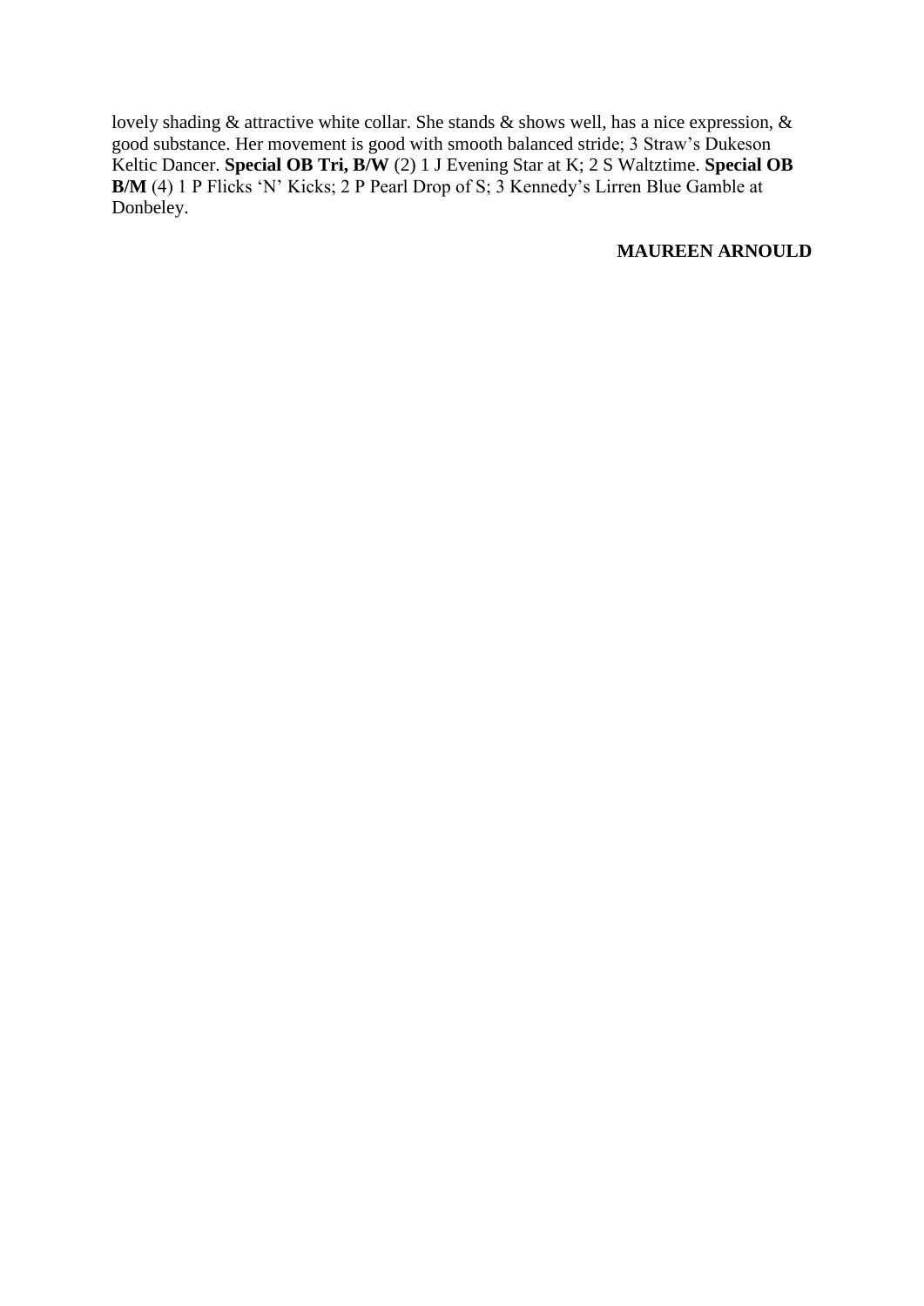lovely shading & attractive white collar. She stands & shows well, has a nice expression, & good substance. Her movement is good with smooth balanced stride; 3 Straw's Dukeson Keltic Dancer. **Special OB Tri, B/W** (2) 1 J Evening Star at K; 2 S Waltztime. **Special OB B/M** (4) 1 P Flicks 'N' Kicks; 2 P Pearl Drop of S; 3 Kennedy's Lirren Blue Gamble at Donbeley.

**MAUREEN ARNOULD**